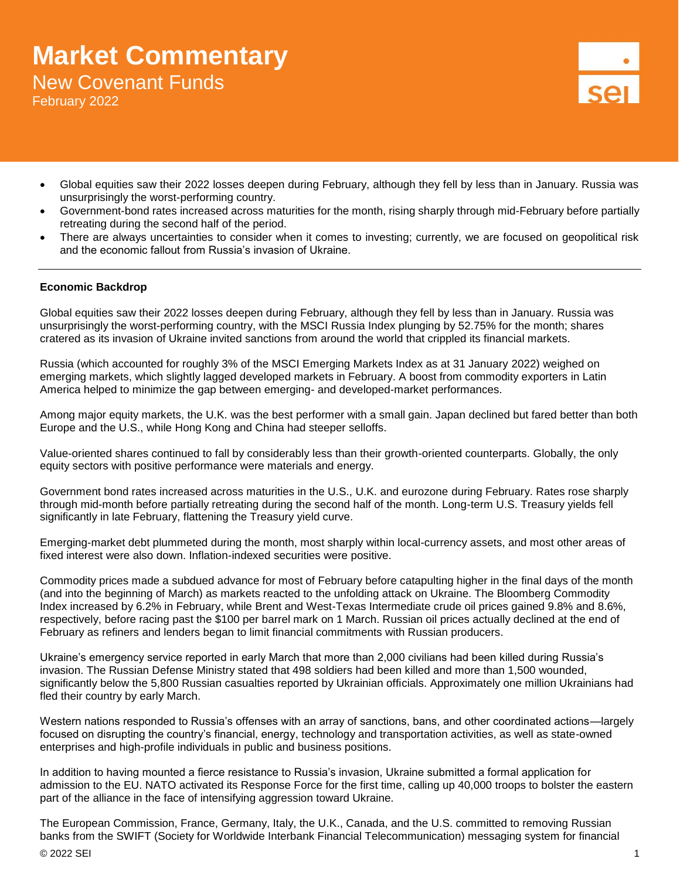# Market Commentary

## New Covenant Funds

February 2022

- Global equities saw their 2022 losses deepen during February, although they fell by less than in January. Russia was unsurprisingly the worst-performing country.
- Government-bond rates increased across maturities for the month, rising sharply through mid-February before partially retreating during the second half of the period.
- There are always uncertainties to consider when it comes to investing; currently, we are focused on geopolitical risk and the economic fallout from Russia's invasion of Ukraine.

---

**Economic Backdrop**

Global equities saw their 2022 losses deepen during February, although they fell by less than in January. Russia was unsurprisingly the worst-performing country, with the MSCI Russia Index plunging by 52.75% for the month; shares cratered as its invasion of Ukraine invited sanctions from around the world that crippled its financial markets.

Russia (which accounted for roughly 3% of the MSCI Emerging Markets Index as at 31 January 2022) weighed on emerging markets, which slightly lagged developed markets in February. A boost from commodity exporters in Latin America helped to minimize the gap between emerging- and developed-market performances.

Among major equity markets, the U.K. was the best performer with a small gain. Japan declined but fared better than both Europe and the U.S., while Hong Kong and China had steeper selloffs.

Value-oriented shares continued to fall by considerably less than their growth-oriented counterparts. Globally, the only equity sectors with positive performance were materials and energy.

Government bond rates increased across maturities in the U.S., U.K. and eurozone during February. Rates rose sharply through mid-month before partially retreating during the second half of the month. Long-term U.S. Treasury yields fell significantly in late February, flattening the Treasury yield curve.

Emerging-market debt plummeted during the month, most sharply within local-currency assets, and most other areas of fixed interest were also down. Inflation-indexed securities were positive.

Commodity prices made a subdued advance for most of February before catapulting higher in the final days of the month (and into the beginning of March) as markets reacted to the unfolding attack on Ukraine. The Bloomberg Commodity Index increased by 6.2% in February, while Brent and West-Texas Intermediate crude oil prices gained 9.8% and 8.6%, respectively, before racing past the $100 per barrel mark on 1 March. Russian oil prices actually declined at the end of February as refiners and lenders began to limit financial commitments with Russian producers.

Ukraine's emergency service reported in early March that more than 2,000 civilians had been killed during Russia's invasion. The Russian Defense Ministry stated that 498 soldiers had been killed and more than 1,500 wounded, significantly below the 5,800 Russian casualties reported by Ukrainian officials. Approximately one million Ukrainians had fled their country by early March.

Western nations responded to Russia's offenses with an array of sanctions, bans, and other coordinated actions—largely focused on disrupting the country's financial, energy, technology and transportation activities, as well as state-owned enterprises and high-profile individuals in public and business positions.

In addition to having mounted a fierce resistance to Russia's invasion, Ukraine submitted a formal application for admission to the EU. NATO activated its Response Force for the first time, calling up 40,000 troops to bolster the eastern part of the alliance in the face of intensifying aggression toward Ukraine.

The European Commission, France, Germany, Italy, the U.K., Canada, and the U.S. committed to removing Russian banks from the SWIFT (Society for Worldwide Interbank Financial Telecommunication) messaging system for financial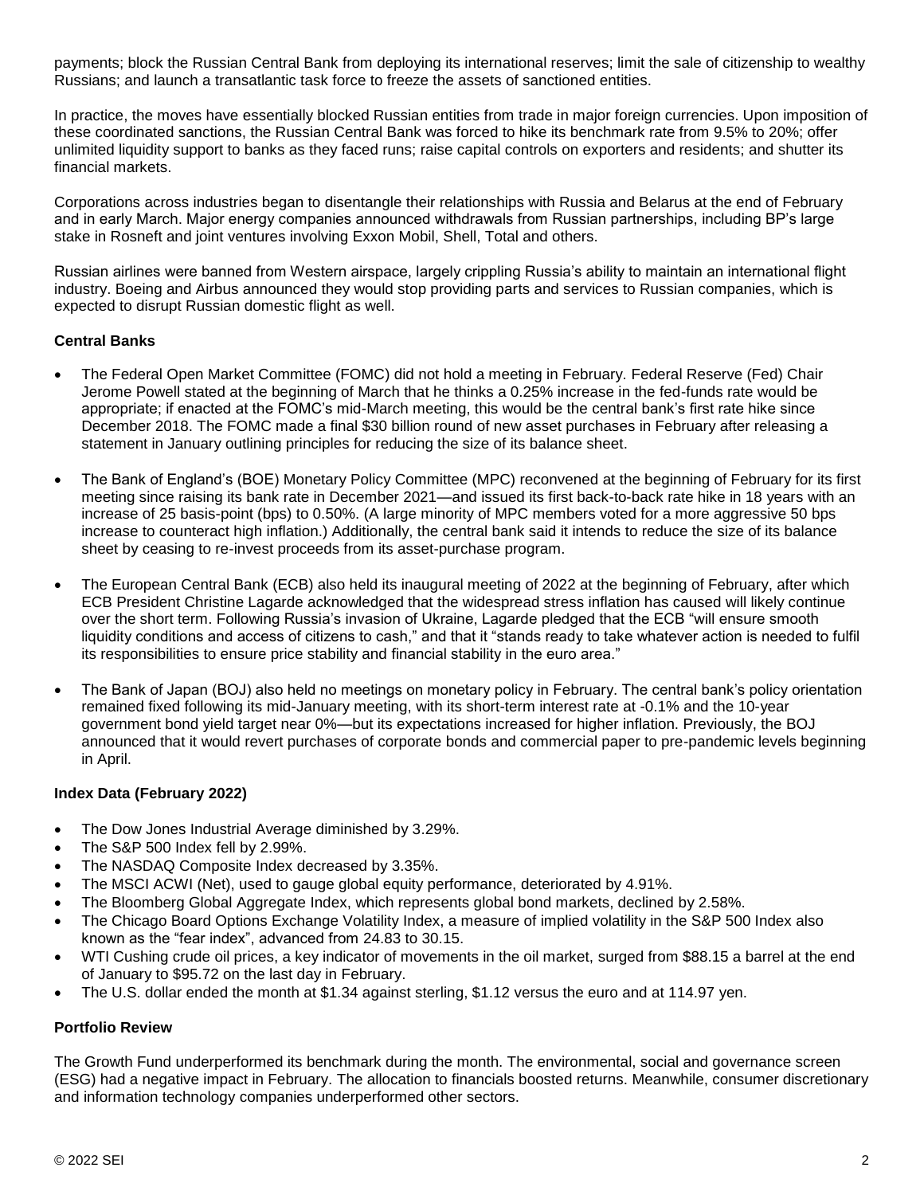payments; block the Russian Central Bank from deploying its international reserves; limit the sale of citizenship to wealthy Russians; and launch a transatlantic task force to freeze the assets of sanctioned entities.

In practice, the moves have essentially blocked Russian entities from trade in major foreign currencies. Upon imposition of these coordinated sanctions, the Russian Central Bank was forced to hike its benchmark rate from 9.5% to 20%; offer unlimited liquidity support to banks as they faced runs; raise capital controls on exporters and residents; and shutter its financial markets.

Corporations across industries began to disentangle their relationships with Russia and Belarus at the end of February and in early March. Major energy companies announced withdrawals from Russian partnerships, including BP's large stake in Rosneft and joint ventures involving Exxon Mobil, Shell, Total and others.

Russian airlines were banned from Western airspace, largely crippling Russia's ability to maintain an international flight industry. Boeing and Airbus announced they would stop providing parts and services to Russian companies, which is expected to disrupt Russian domestic flight as well.

### Central Banks

- The Federal Open Market Committee (FOMC) did not hold a meeting in February. Federal Reserve (Fed) Chair Jerome Powell stated at the beginning of March that he thinks a 0.25% increase in the fed-funds rate would be appropriate; if enacted at the FOMC's mid-March meeting, this would be the central bank's first rate hike since December 2018. The FOMC made a final $30 billion round of new asset purchases in February after releasing a statement in January outlining principles for reducing the size of its balance sheet.
- The Bank of England's (BOE) Monetary Policy Committee (MPC) reconvened at the beginning of February for its first meeting since raising its bank rate in December 2021—and issued its first back-to-back rate hike in 18 years with an increase of 25 basis-point (bps) to 0.50%. (A large minority of MPC members voted for a more aggressive 50 bps increase to counteract high inflation.) Additionally, the central bank said it intends to reduce the size of its balance sheet by ceasing to re-invest proceeds from its asset-purchase program.
- The European Central Bank (ECB) also held its inaugural meeting of 2022 at the beginning of February, after which ECB President Christine Lagarde acknowledged that the widespread stress inflation has caused will likely continue over the short term. Following Russia's invasion of Ukraine, Lagarde pledged that the ECB "will ensure smooth liquidity conditions and access of citizens to cash," and that it "stands ready to take whatever action is needed to fulfil its responsibilities to ensure price stability and financial stability in the euro area."
- The Bank of Japan (BOJ) also held no meetings on monetary policy in February. The central bank's policy orientation remained fixed following its mid-January meeting, with its short-term interest rate at -0.1% and the 10-year government bond yield target near 0%—but its expectations increased for higher inflation. Previously, the BOJ announced that it would revert purchases of corporate bonds and commercial paper to pre-pandemic levels beginning in April.

### Index Data (February 2022)

- The Dow Jones Industrial Average diminished by 3.29%.
- The S&P 500 Index fell by 2.99%.
- The NASDAQ Composite Index decreased by 3.35%.
- The MSCI ACWI (Net), used to gauge global equity performance, deteriorated by 4.91%.
- The Bloomberg Global Aggregate Index, which represents global bond markets, declined by 2.58%.
- The Chicago Board Options Exchange Volatility Index, a measure of implied volatility in the S&P 500 Index also known as the "fear index", advanced from 24.83 to 30.15.
- WTI Cushing crude oil prices, a key indicator of movements in the oil market, surged from $88.15 a barrel at the end of January to $95.72 on the last day in February.
- The U.S. dollar ended the month at $1.34 against sterling, $1.12 versus the euro and at 114.97 yen.

### Portfolio Review

The Growth Fund underperformed its benchmark during the month. The environmental, social and governance screen (ESG) had a negative impact in February. The allocation to financials boosted returns. Meanwhile, consumer discretionary and information technology companies underperformed other sectors.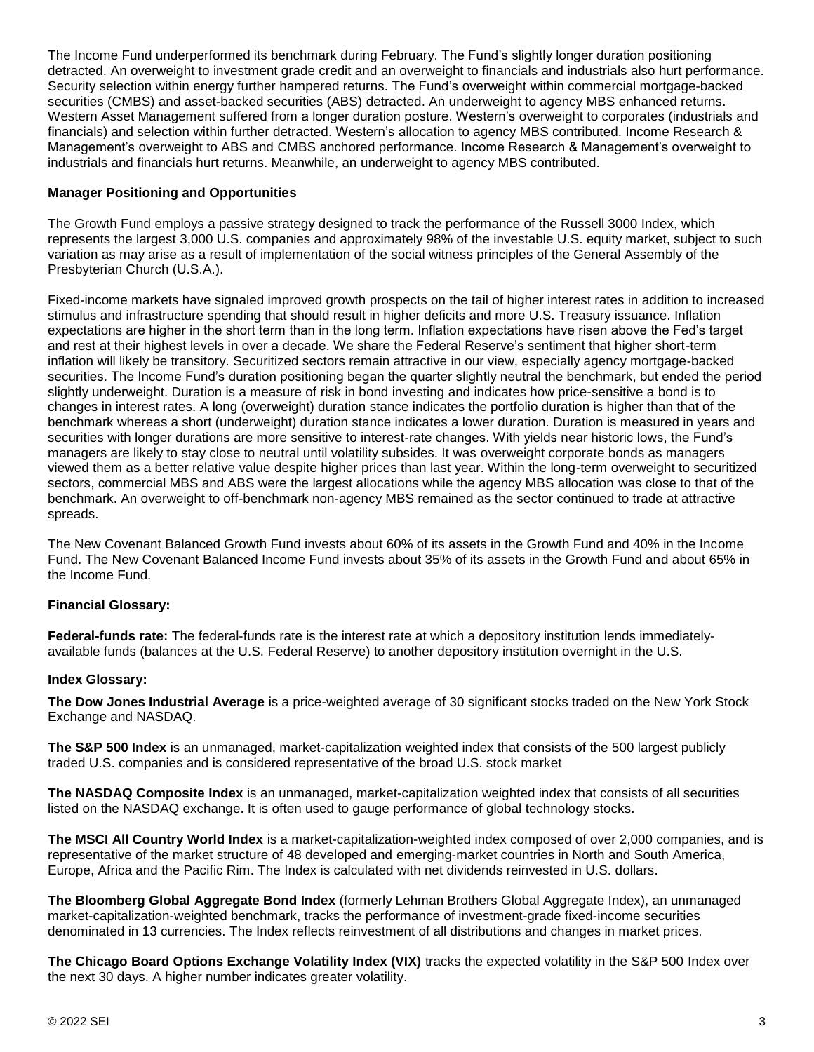The Income Fund underperformed its benchmark during February. The Fund's slightly longer duration positioning detracted. An overweight to investment grade credit and an overweight to financials and industrials also hurt performance. Security selection within energy further hampered returns. The Fund's overweight within commercial mortgage-backed securities (CMBS) and asset-backed securities (ABS) detracted. An underweight to agency MBS enhanced returns. Western Asset Management suffered from a longer duration posture. Western's overweight to corporates (industrials and financials) and selection within further detracted. Western's allocation to agency MBS contributed. Income Research & Management's overweight to ABS and CMBS anchored performance. Income Research & Management's overweight to industrials and financials hurt returns. Meanwhile, an underweight to agency MBS contributed.

**Manager Positioning and Opportunities**

The Growth Fund employs a passive strategy designed to track the performance of the Russell 3000 Index, which represents the largest 3,000 U.S. companies and approximately 98% of the investable U.S. equity market, subject to such variation as may arise as a result of implementation of the social witness principles of the General Assembly of the Presbyterian Church (U.S.A.).

Fixed-income markets have signaled improved growth prospects on the tail of higher interest rates in addition to increased stimulus and infrastructure spending that should result in higher deficits and more U.S. Treasury issuance. Inflation expectations are higher in the short term than in the long term. Inflation expectations have risen above the Fed's target and rest at their highest levels in over a decade. We share the Federal Reserve's sentiment that higher short-term inflation will likely be transitory. Securitized sectors remain attractive in our view, especially agency mortgage-backed securities. The Income Fund's duration positioning began the quarter slightly neutral the benchmark, but ended the period slightly underweight. Duration is a measure of risk in bond investing and indicates how price-sensitive a bond is to changes in interest rates. A long (overweight) duration stance indicates the portfolio duration is higher than that of the benchmark whereas a short (underweight) duration stance indicates a lower duration. Duration is measured in years and securities with longer durations are more sensitive to interest-rate changes. With yields near historic lows, the Fund's managers are likely to stay close to neutral until volatility subsides. It was overweight corporate bonds as managers viewed them as a better relative value despite higher prices than last year. Within the long-term overweight to securitized sectors, commercial MBS and ABS were the largest allocations while the agency MBS allocation was close to that of the benchmark. An overweight to off-benchmark non-agency MBS remained as the sector continued to trade at attractive spreads.

The New Covenant Balanced Growth Fund invests about 60% of its assets in the Growth Fund and 40% in the Income Fund. The New Covenant Balanced Income Fund invests about 35% of its assets in the Growth Fund and about 65% in the Income Fund.

**Financial Glossary:**

**Federal-funds rate:** The federal-funds rate is the interest rate at which a depository institution lends immediately-available funds (balances at the U.S. Federal Reserve) to another depository institution overnight in the U.S.

**Index Glossary:**

**The Dow Jones Industrial Average** is a price-weighted average of 30 significant stocks traded on the New York Stock Exchange and NASDAQ.

**The S&P 500 Index** is an unmanaged, market-capitalization weighted index that consists of the 500 largest publicly traded U.S. companies and is considered representative of the broad U.S. stock market

**The NASDAQ Composite Index** is an unmanaged, market-capitalization weighted index that consists of all securities listed on the NASDAQ exchange. It is often used to gauge performance of global technology stocks.

**The MSCI All Country World Index** is a market-capitalization-weighted index composed of over 2,000 companies, and is representative of the market structure of 48 developed and emerging-market countries in North and South America, Europe, Africa and the Pacific Rim. The Index is calculated with net dividends reinvested in U.S. dollars.

**The Bloomberg Global Aggregate Bond Index** (formerly Lehman Brothers Global Aggregate Index), an unmanaged market-capitalization-weighted benchmark, tracks the performance of investment-grade fixed-income securities denominated in 13 currencies. The Index reflects reinvestment of all distributions and changes in market prices.

**The Chicago Board Options Exchange Volatility Index (VIX)** tracks the expected volatility in the S&P 500 Index over the next 30 days. A higher number indicates greater volatility.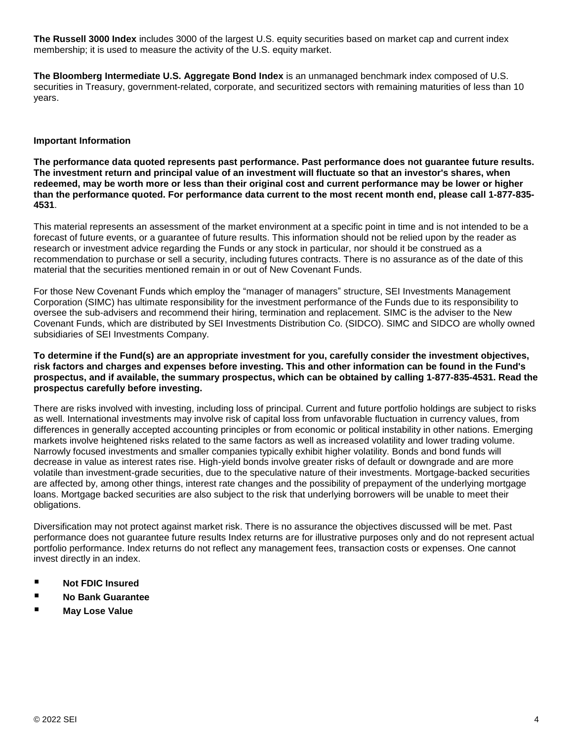**The Russell 3000 Index** includes 3000 of the largest U.S. equity securities based on market cap and current index membership; it is used to measure the activity of the U.S. equity market.

**The Bloomberg Intermediate U.S. Aggregate Bond Index** is an unmanaged benchmark index composed of U.S. securities in Treasury, government-related, corporate, and securitized sectors with remaining maturities of less than 10 years.

**Important Information**

**The performance data quoted represents past performance. Past performance does not guarantee future results. The investment return and principal value of an investment will fluctuate so that an investor's shares, when redeemed, may be worth more or less than their original cost and current performance may be lower or higher than the performance quoted. For performance data current to the most recent month end, please call 1-877-835-4531**.

This material represents an assessment of the market environment at a specific point in time and is not intended to be a forecast of future events, or a guarantee of future results. This information should not be relied upon by the reader as research or investment advice regarding the Funds or any stock in particular, nor should it be construed as a recommendation to purchase or sell a security, including futures contracts. There is no assurance as of the date of this material that the securities mentioned remain in or out of New Covenant Funds.

For those New Covenant Funds which employ the "manager of managers" structure, SEI Investments Management Corporation (SIMC) has ultimate responsibility for the investment performance of the Funds due to its responsibility to oversee the sub-advisers and recommend their hiring, termination and replacement. SIMC is the adviser to the New Covenant Funds, which are distributed by SEI Investments Distribution Co. (SIDCO). SIMC and SIDCO are wholly owned subsidiaries of SEI Investments Company.

**To determine if the Fund(s) are an appropriate investment for you, carefully consider the investment objectives, risk factors and charges and expenses before investing. This and other information can be found in the Fund's prospectus, and if available, the summary prospectus, which can be obtained by calling 1-877-835-4531. Read the prospectus carefully before investing.**

There are risks involved with investing, including loss of principal. Current and future portfolio holdings are subject to risks as well. International investments may involve risk of capital loss from unfavorable fluctuation in currency values, from differences in generally accepted accounting principles or from economic or political instability in other nations. Emerging markets involve heightened risks related to the same factors as well as increased volatility and lower trading volume. Narrowly focused investments and smaller companies typically exhibit higher volatility. Bonds and bond funds will decrease in value as interest rates rise. High-yield bonds involve greater risks of default or downgrade and are more volatile than investment-grade securities, due to the speculative nature of their investments. Mortgage-backed securities are affected by, among other things, interest rate changes and the possibility of prepayment of the underlying mortgage loans. Mortgage backed securities are also subject to the risk that underlying borrowers will be unable to meet their obligations.

Diversification may not protect against market risk. There is no assurance the objectives discussed will be met. Past performance does not guarantee future results Index returns are for illustrative purposes only and do not represent actual portfolio performance. Index returns do not reflect any management fees, transaction costs or expenses. One cannot invest directly in an index.

- **Not FDIC Insured**
- **No Bank Guarantee**
- **May Lose Value**

© 2022 SEI